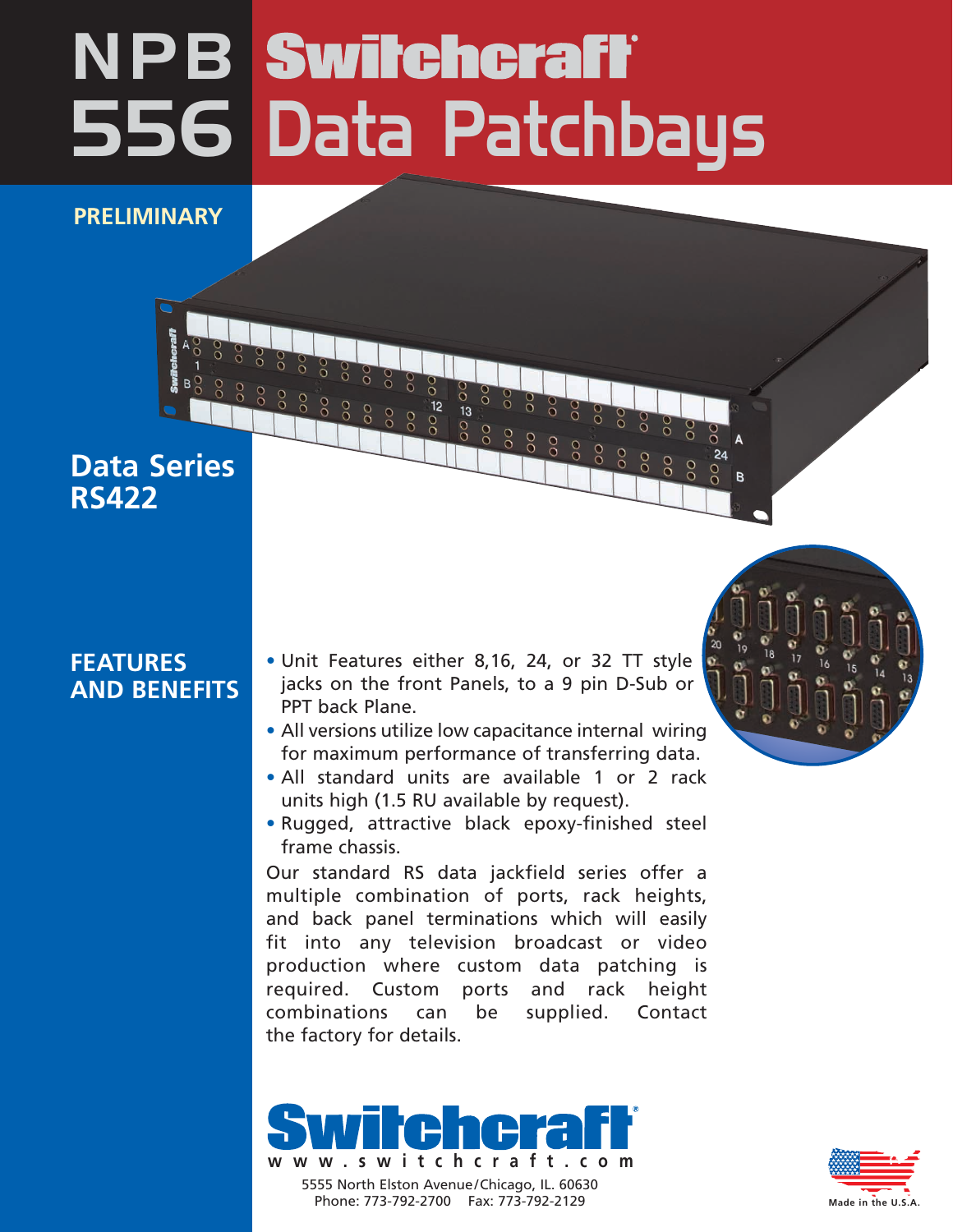# NPB 556 Switchcraft® Data Patchbays

**PRELIMINARY**

## Data Series RS422

## FEATURES AND BENEFITS

- Unit Features either 8,16, 24, or 32 TT style jacks on the front Panels, to a 9 pin D-Sub or PPT back Plane.
- All versions utilize low capacitance internal wiring for maximum performance of transferring data.
- All standard units are available 1 or 2 rack units high (1.5 RU available by request).
- Rugged, attractive black epoxy-finished steel frame chassis.

Our standard RS data jackfield series offer a multiple combination of ports, rack heights, and back panel terminations which will easily fit into any television broadcast or video production where custom data patching is required. Custom ports and rack height combinations can be supplied. Contact the factory for details.

**Switchcraft®**
www.switchcraft.com
5555 North Elston Avenue/Chicago, IL. 60630
Phone: 773-792-2700 Fax: 773-792-2129

Made in the U.S.A.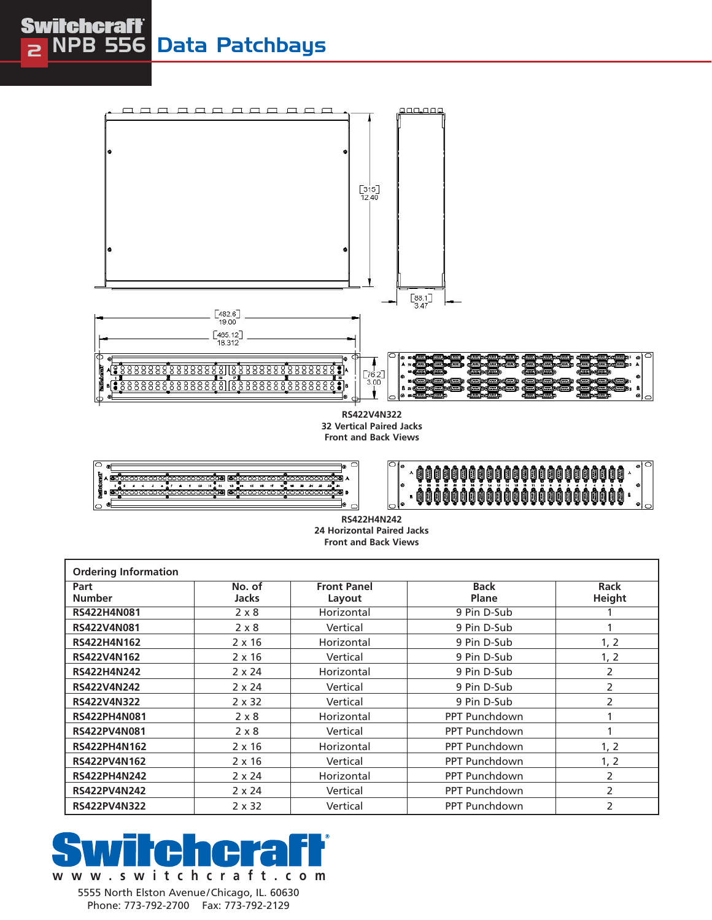# NPB 556 Data Patchbays

[315]
12.40

[88.1]
3.47

[482.6]
19.00

[465.12]
18.312

[76.2]
3.00

RS422V4N322
32 Vertical Paired Jacks
Front and Back Views

RS422H4N242
24 Horizontal Paired Jacks
Front and Back Views

**Ordering Information**

| Part Number | No. of Jacks | Front Panel Layout | Back Plane | Rack Height |
|---|---|---|---|---|
| RS422H4N081 | 2 x 8 | Horizontal | 9 Pin D-Sub | 1 |
| RS422V4N081 | 2 x 8 | Vertical | 9 Pin D-Sub | 1 |
| RS422H4N162 | 2 x 16 | Horizontal | 9 Pin D-Sub | 1, 2 |
| RS422V4N162 | 2 x 16 | Vertical | 9 Pin D-Sub | 1, 2 |
| RS422H4N242 | 2 x 24 | Horizontal | 9 Pin D-Sub | 2 |
| RS422V4N242 | 2 x 24 | Vertical | 9 Pin D-Sub | 2 |
| RS422V4N322 | 2 x 32 | Vertical | 9 Pin D-Sub | 2 |
| RS422PH4N081 | 2 x 8 | Horizontal | PPT Punchdown | 1 |
| RS422PV4N081 | 2 x 8 | Vertical | PPT Punchdown | 1 |
| RS422PH4N162 | 2 x 16 | Horizontal | PPT Punchdown | 1, 2 |
| RS422PV4N162 | 2 x 16 | Vertical | PPT Punchdown | 1, 2 |
| RS422PH4N242 | 2 x 24 | Horizontal | PPT Punchdown | 2 |
| RS422PV4N242 | 2 x 24 | Vertical | PPT Punchdown | 2 |
| RS422PV4N322 | 2 x 32 | Vertical | PPT Punchdown | 2 |

Switchcraft®
www.switchcraft.com

5555 North Elston Avenue/Chicago, IL. 60630
Phone: 773-792-2700 Fax: 773-792-2129